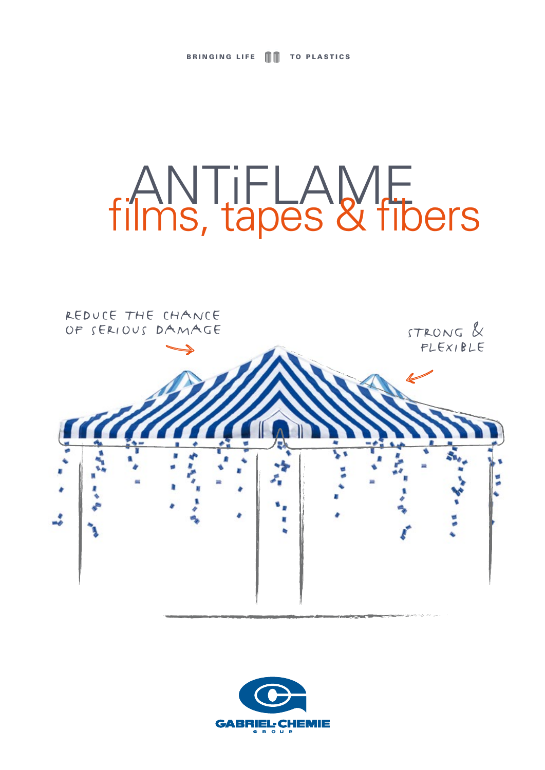BRINGING LIFE TO PLASTICS

# ANTiFLAME
## films, tapes & fibers

REDUCE THE CHANCE OF SERIOUS DAMAGE

STRONG & FLEXIBLE

GABRIEL-CHEMIE GROUP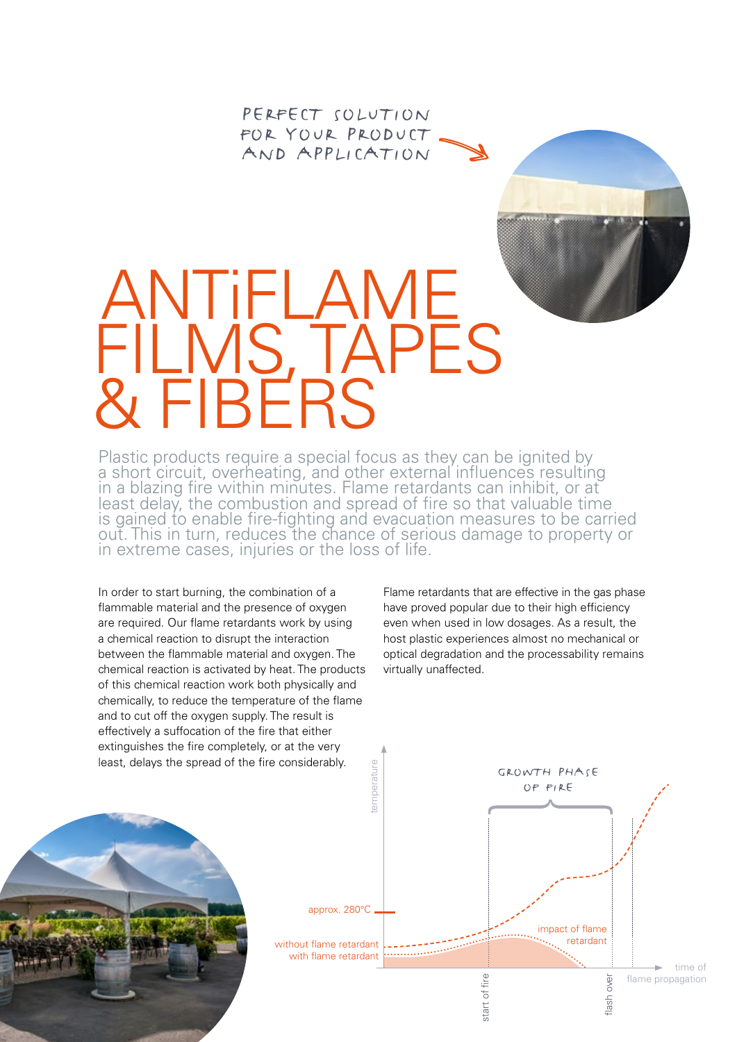PERFECT SOLUTION FOR YOUR PRODUCT AND APPLICATION

# ANTiFLAME FILMS, TAPES & FIBERS

Plastic products require a special focus as they can be ignited by a short circuit, overheating, and other external influences resulting in a blazing fire within minutes. Flame retardants can inhibit, or at least delay, the combustion and spread of fire so that valuable time is gained to enable fire-fighting and evacuation measures to be carried out. This in turn, reduces the chance of serious damage to property or in extreme cases, injuries or the loss of life.

In order to start burning, the combination of a flammable material and the presence of oxygen are required. Our flame retardants work by using a chemical reaction to disrupt the interaction between the flammable material and oxygen. The chemical reaction is activated by heat. The products of this chemical reaction work both physically and chemically, to reduce the temperature of the flame and to cut off the oxygen supply. The result is effectively a suffocation of the fire that either extinguishes the fire completely, or at the very least, delays the spread of the fire considerably.

Flame retardants that are effective in the gas phase have proved popular due to their high efficiency even when used in low dosages. As a result, the host plastic experiences almost no mechanical or optical degradation and the processability remains virtually unaffected.

GROWTH PHASE OF FIRE

temperature

approx. 280°C

without flame retardant

with flame retardant

impact of flame retardant

start of fire

flash over

time of flame propagation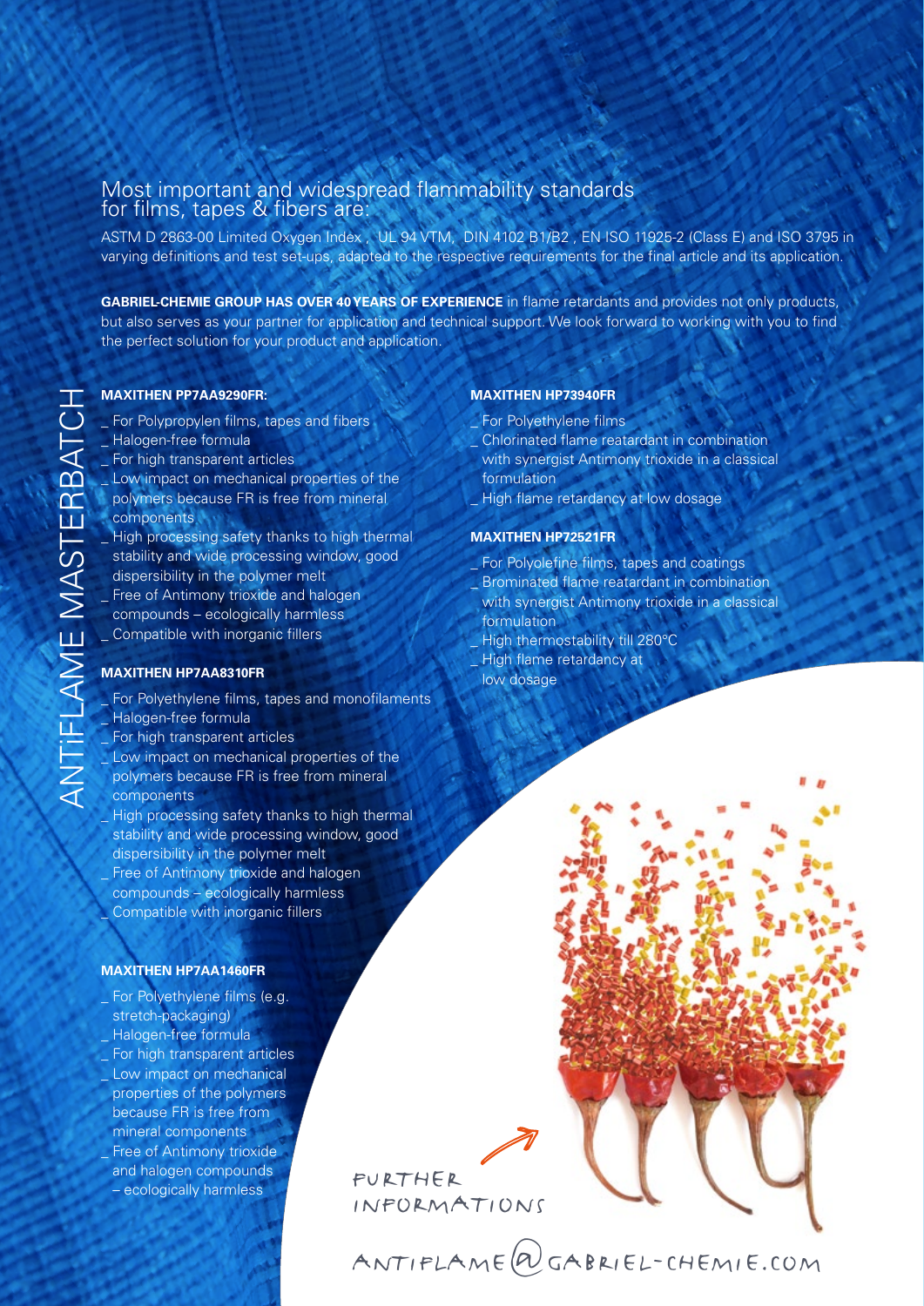ANTIFLAME MASTERBATCH

## Most important and widespread flammability standards for films, tapes & fibers are:

ASTM D 2863-00 Limited Oxygen Index , UL 94 VTM, DIN 4102 B1/B2 , EN ISO 11925-2 (Class E) and ISO 3795 in varying definitions and test set-ups, adapted to the respective requirements for the final article and its application.

**GABRIEL-CHEMIE GROUP HAS OVER 40 YEARS OF EXPERIENCE** in flame retardants and provides not only products, but also serves as your partner for application and technical support. We look forward to working with you to find the perfect solution for your product and application.

**MAXITHEN PP7AA9290FR:**

_ For Polypropylen films, tapes and fibers
_ Halogen-free formula
_ For high transparent articles
_ Low impact on mechanical properties of the polymers because FR is free from mineral components
_ High processing safety thanks to high thermal stability and wide processing window, good dispersibility in the polymer melt
_ Free of Antimony trioxide and halogen compounds – ecologically harmless
_ Compatible with inorganic fillers

**MAXITHEN HP7AA8310FR**

_ For Polyethylene films, tapes and monofilaments
_ Halogen-free formula
_ For high transparent articles
_ Low impact on mechanical properties of the polymers because FR is free from mineral components
_ High processing safety thanks to high thermal stability and wide processing window, good dispersibility in the polymer melt
_ Free of Antimony trioxide and halogen compounds – ecologically harmless
_ Compatible with inorganic fillers

**MAXITHEN HP7AA1460FR**

_ For Polyethylene films (e.g. stretch-packaging)
_ Halogen-free formula
_ For high transparent articles
_ Low impact on mechanical properties of the polymers because FR is free from mineral components
_ Free of Antimony trioxide and halogen compounds – ecologically harmless

**MAXITHEN HP73940FR**

_ For Polyethylene films
_ Chlorinated flame reatardant in combination with synergist Antimony trioxide in a classical formulation
_ High flame retardancy at low dosage

**MAXITHEN HP72521FR**

_ For Polyolefine films, tapes and coatings
_ Brominated flame reatardant in combination with synergist Antimony trioxide in a classical formulation
_ High thermostability till 280°C
_ High flame retardancy at low dosage

FURTHER INFORMATIONS

ANTIFLAME@GABRIEL-CHEMIE.COM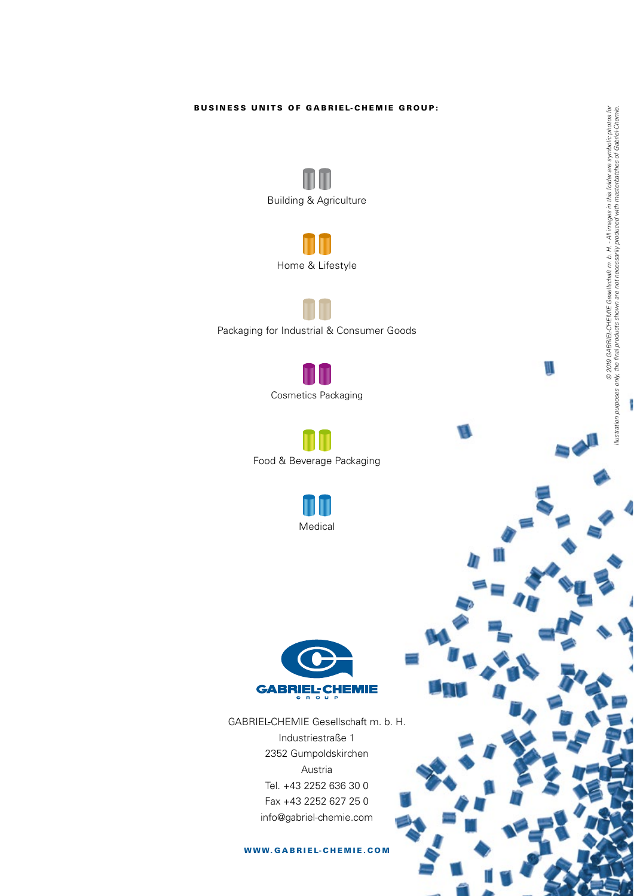**BUSINESS UNITS OF GABRIEL-CHEMIE GROUP:**

Building & Agriculture

Home & Lifestyle

Packaging for Industrial & Consumer Goods

Cosmetics Packaging

Food & Beverage Packaging

Medical

GABRIEL-CHEMIE Gesellschaft m. b. H.
Industriestraße 1
2352 Gumpoldskirchen
Austria
Tel. +43 2252 636 30 0
Fax +43 2252 627 25 0
info@gabriel-chemie.com

**WWW.GABRIEL-CHEMIE.COM**

*© 2019 GABRIEL-CHEMIE Gesellschaft m. b. H. - All images in this folder are symbolic photos for illustration purposes only, the final products shown are not necessarily produced with masterbatches of Gabriel-Chemie.*